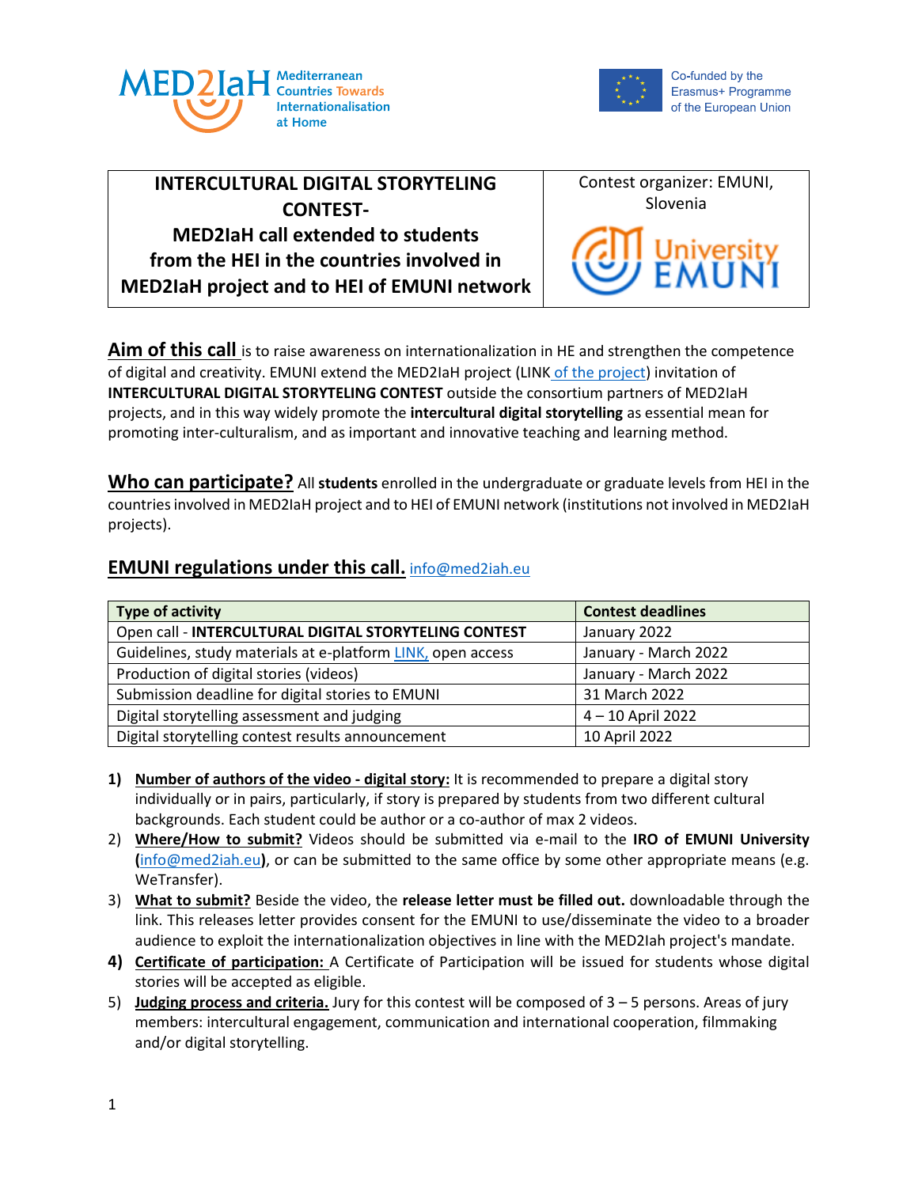MED2IaH Mediterranean Countries Towards Internationalisation at Home

Co-funded by the Erasmus+ Programme of the European Union

| INTERCULTURAL DIGITAL STORYTELING CONTEST- MED2IaH call extended to students from the HEI in the countries involved in MED2IaH project and to HEI of EMUNI network | Contest organizer: EMUNI, Slovenia |
| --- | --- |

**Aim of this call** is to raise awareness on internationalization in HE and strengthen the competence of digital and creativity. EMUNI extend the MED2IaH project (LINK of the project) invitation of **INTERCULTURAL DIGITAL STORYTELING CONTEST** outside the consortium partners of MED2IaH projects, and in this way widely promote the **intercultural digital storytelling** as essential mean for promoting inter-culturalism, and as important and innovative teaching and learning method.

**Who can participate?** All **students** enrolled in the undergraduate or graduate levels from HEI in the countries involved in MED2IaH project and to HEI of EMUNI network (institutions not involved in MED2IaH projects).

## EMUNI regulations under this call. info@med2iah.eu

| Type of activity | Contest deadlines |
| --- | --- |
| Open call - **INTERCULTURAL DIGITAL STORYTELING CONTEST** | January 2022 |
| Guidelines, study materials at e-platform LINK, open access | January - March 2022 |
| Production of digital stories (videos) | January - March 2022 |
| Submission deadline for digital stories to EMUNI | 31 March 2022 |
| Digital storytelling assessment and judging | 4 – 10 April 2022 |
| Digital storytelling contest results announcement | 10 April 2022 |

1) **Number of authors of the video - digital story:** It is recommended to prepare a digital story individually or in pairs, particularly, if story is prepared by students from two different cultural backgrounds. Each student could be author or a co-author of max 2 videos.
2) **Where/How to submit?** Videos should be submitted via e-mail to the **IRO of EMUNI University (**info@med2iah.eu**)**, or can be submitted to the same office by some other appropriate means (e.g. WeTransfer).
3) **What to submit?** Beside the video, the **release letter must be filled out.** downloadable through the link. This releases letter provides consent for the EMUNI to use/disseminate the video to a broader audience to exploit the internationalization objectives in line with the MED2Iah project's mandate.
4) **Certificate of participation:** A Certificate of Participation will be issued for students whose digital stories will be accepted as eligible.
5) **Judging process and criteria.** Jury for this contest will be composed of 3 – 5 persons. Areas of jury members: intercultural engagement, communication and international cooperation, filmmaking and/or digital storytelling.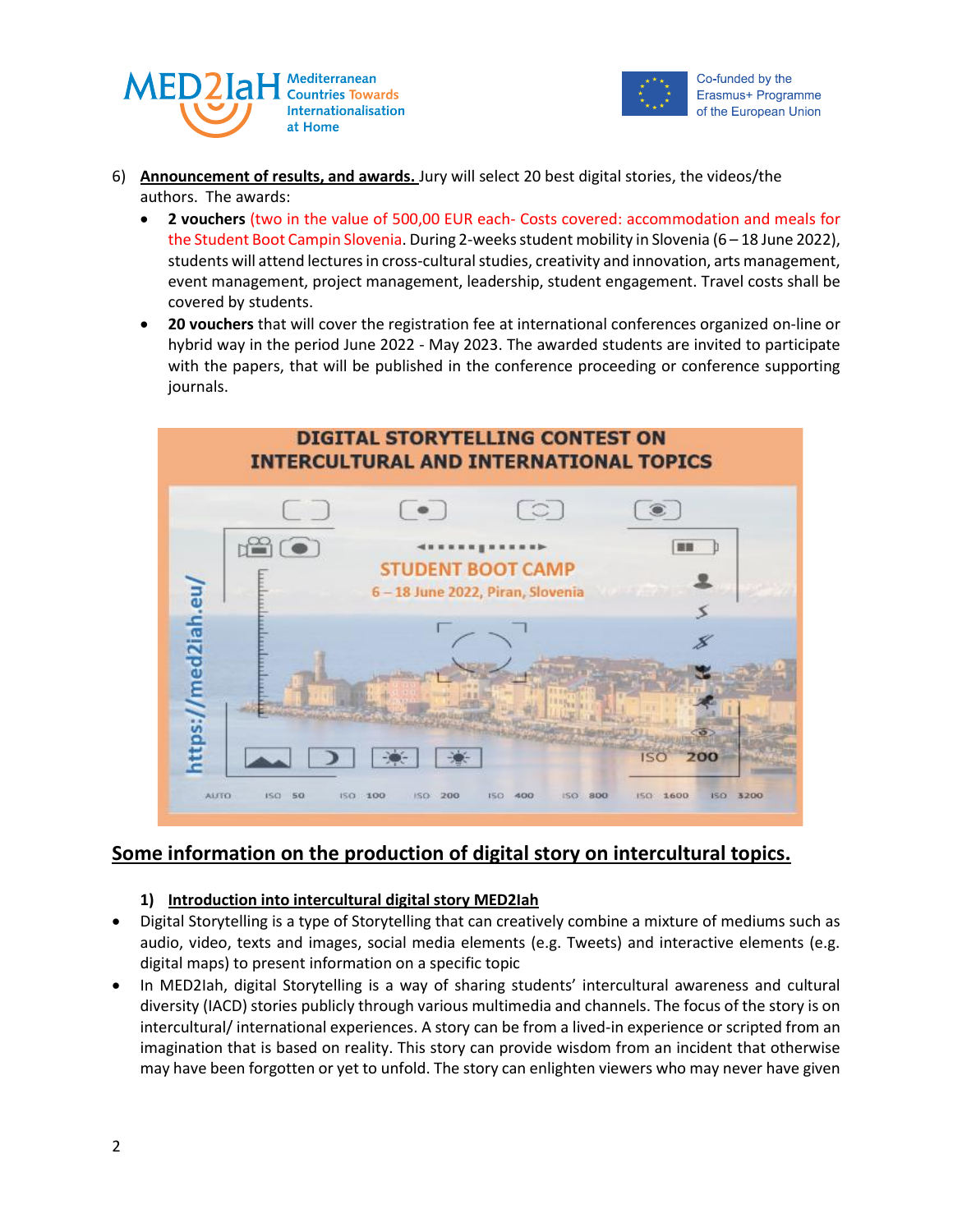6) **Announcement of results, and awards.** Jury will select 20 best digital stories, the videos/the authors. The awards:

- **2 vouchers** (two in the value of 500,00 EUR each- Costs covered: accommodation and meals for the Student Boot Campin Slovenia. During 2-weeks student mobility in Slovenia (6 – 18 June 2022), students will attend lectures in cross-cultural studies, creativity and innovation, arts management, event management, project management, leadership, student engagement. Travel costs shall be covered by students.
- **20 vouchers** that will cover the registration fee at international conferences organized on-line or hybrid way in the period June 2022 - May 2023. The awarded students are invited to participate with the papers, that will be published in the conference proceeding or conference supporting journals.

DIGITAL STORYTELLING CONTEST ON INTERCULTURAL AND INTERNATIONAL TOPICS

STUDENT BOOT CAMP

6 – 18 June 2022, Piran, Slovenia

https://med2iah.eu/

## Some information on the production of digital story on intercultural topics.

### 1) Introduction into intercultural digital story MED2Iah

- Digital Storytelling is a type of Storytelling that can creatively combine a mixture of mediums such as audio, video, texts and images, social media elements (e.g. Tweets) and interactive elements (e.g. digital maps) to present information on a specific topic
- In MED2Iah, digital Storytelling is a way of sharing students' intercultural awareness and cultural diversity (IACD) stories publicly through various multimedia and channels. The focus of the story is on intercultural/ international experiences. A story can be from a lived-in experience or scripted from an imagination that is based on reality. This story can provide wisdom from an incident that otherwise may have been forgotten or yet to unfold. The story can enlighten viewers who may never have given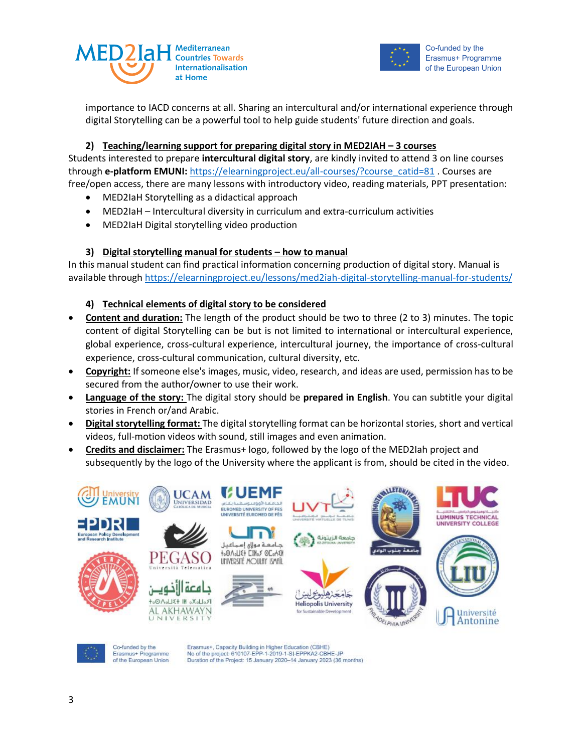importance to IACD concerns at all. Sharing an intercultural and/or international experience through digital Storytelling can be a powerful tool to help guide students' future direction and goals.

### 2) Teaching/learning support for preparing digital story in MED2IAH – 3 courses

Students interested to prepare **intercultural digital story**, are kindly invited to attend 3 on line courses through **e-platform EMUNI:** https://elearningproject.eu/all-courses/?course_catid=81 . Courses are free/open access, there are many lessons with introductory video, reading materials, PPT presentation:

- MED2IaH Storytelling as a didactical approach
- MED2IaH – Intercultural diversity in curriculum and extra-curriculum activities
- MED2IaH Digital storytelling video production

### 3) Digital storytelling manual for students – how to manual

In this manual student can find practical information concerning production of digital story. Manual is available through https://elearningproject.eu/lessons/med2iah-digital-storytelling-manual-for-students/

### 4) Technical elements of digital story to be considered

- **Content and duration:** The length of the product should be two to three (2 to 3) minutes. The topic content of digital Storytelling can be but is not limited to international or intercultural experience, global experience, cross-cultural experience, intercultural journey, the importance of cross-cultural experience, cross-cultural communication, cultural diversity, etc.
- **Copyright:** If someone else's images, music, video, research, and ideas are used, permission has to be secured from the author/owner to use their work.
- **Language of the story:** The digital story should be **prepared in English**. You can subtitle your digital stories in French or/and Arabic.
- **Digital storytelling format:** The digital storytelling format can be horizontal stories, short and vertical videos, full-motion videos with sound, still images and even animation.
- **Credits and disclaimer:** The Erasmus+ logo, followed by the logo of the MED2Iah project and subsequently by the logo of the University where the applicant is from, should be cited in the video.

Co-funded by the Erasmus+ Programme of the European Union

Erasmus+, Capacity Building in Higher Education (CBHE)
No of the project: 610107-EPP-1-2019-1-SI-EPPKA2-CBHE-JP
Duration of the Project: 15 January 2020–14 January 2023 (36 months)